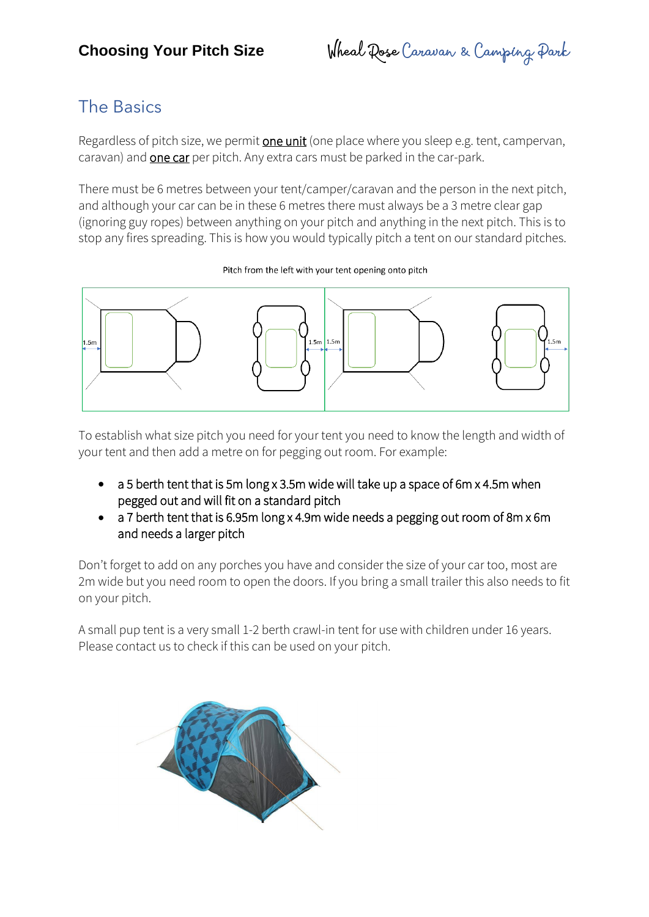# Choosing Your Pitch Size

Wheal Rose Caravan & Camping Park

## The Basics

Regardless of pitch size, we permit one unit (one place where you sleep e.g. tent, campervan, caravan) and one car per pitch. Any extra cars must be parked in the car-park.

There must be 6 metres between your tent/camper/caravan and the person in the next pitch, and although your car can be in these 6 metres there must always be a 3 metre clear gap (ignoring guy ropes) between anything on your pitch and anything in the next pitch. This is to stop any fires spreading. This is how you would typically pitch a tent on our standard pitches.

Pitch from the left with your tent opening onto pitch

1.5m 1.5m 1.5m 1.5m

To establish what size pitch you need for your tent you need to know the length and width of your tent and then add a metre on for pegging out room. For example:

- a 5 berth tent that is 5m long x 3.5m wide will take up a space of 6m x 4.5m when pegged out and will fit on a standard pitch
- a 7 berth tent that is 6.95m long x 4.9m wide needs a pegging out room of 8m x 6m and needs a larger pitch

Don't forget to add on any porches you have and consider the size of your car too, most are 2m wide but you need room to open the doors. If you bring a small trailer this also needs to fit on your pitch.

A small pup tent is a very small 1-2 berth crawl-in tent for use with children under 16 years. Please contact us to check if this can be used on your pitch.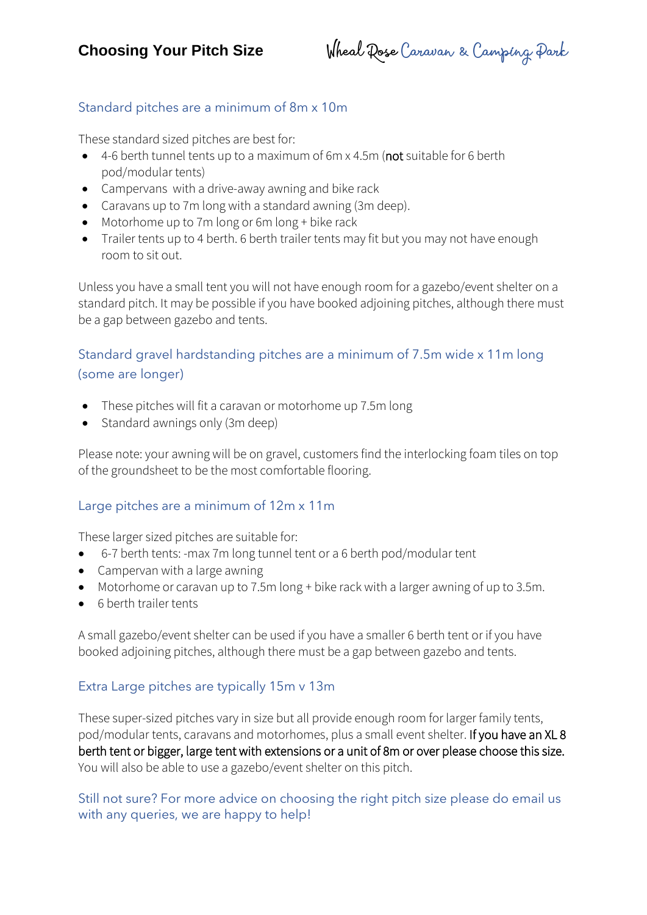# Choosing Your Pitch Size

Wheal Rose Caravan & Camping Park

## Standard pitches are a minimum of 8m x 10m

These standard sized pitches are best for:

- 4-6 berth tunnel tents up to a maximum of 6m x 4.5m (**not** suitable for 6 berth pod/modular tents)
- Campervans with a drive-away awning and bike rack
- Caravans up to 7m long with a standard awning (3m deep).
- Motorhome up to 7m long or 6m long + bike rack
- Trailer tents up to 4 berth. 6 berth trailer tents may fit but you may not have enough room to sit out.

Unless you have a small tent you will not have enough room for a gazebo/event shelter on a standard pitch. It may be possible if you have booked adjoining pitches, although there must be a gap between gazebo and tents.

## Standard gravel hardstanding pitches are a minimum of 7.5m wide x 11m long (some are longer)

- These pitches will fit a caravan or motorhome up 7.5m long
- Standard awnings only (3m deep)

Please note: your awning will be on gravel, customers find the interlocking foam tiles on top of the groundsheet to be the most comfortable flooring.

## Large pitches are a minimum of 12m x 11m

These larger sized pitches are suitable for:

- 6-7 berth tents: -max 7m long tunnel tent or a 6 berth pod/modular tent
- Campervan with a large awning
- Motorhome or caravan up to 7.5m long + bike rack with a larger awning of up to 3.5m.
- 6 berth trailer tents

A small gazebo/event shelter can be used if you have a smaller 6 berth tent or if you have booked adjoining pitches, although there must be a gap between gazebo and tents.

## Extra Large pitches are typically 15m v 13m

These super-sized pitches vary in size but all provide enough room for larger family tents, pod/modular tents, caravans and motorhomes, plus a small event shelter. **If you have an XL 8 berth tent or bigger, large tent with extensions or a unit of 8m or over please choose this size.** You will also be able to use a gazebo/event shelter on this pitch.

Still not sure? For more advice on choosing the right pitch size please do email us with any queries, we are happy to help!